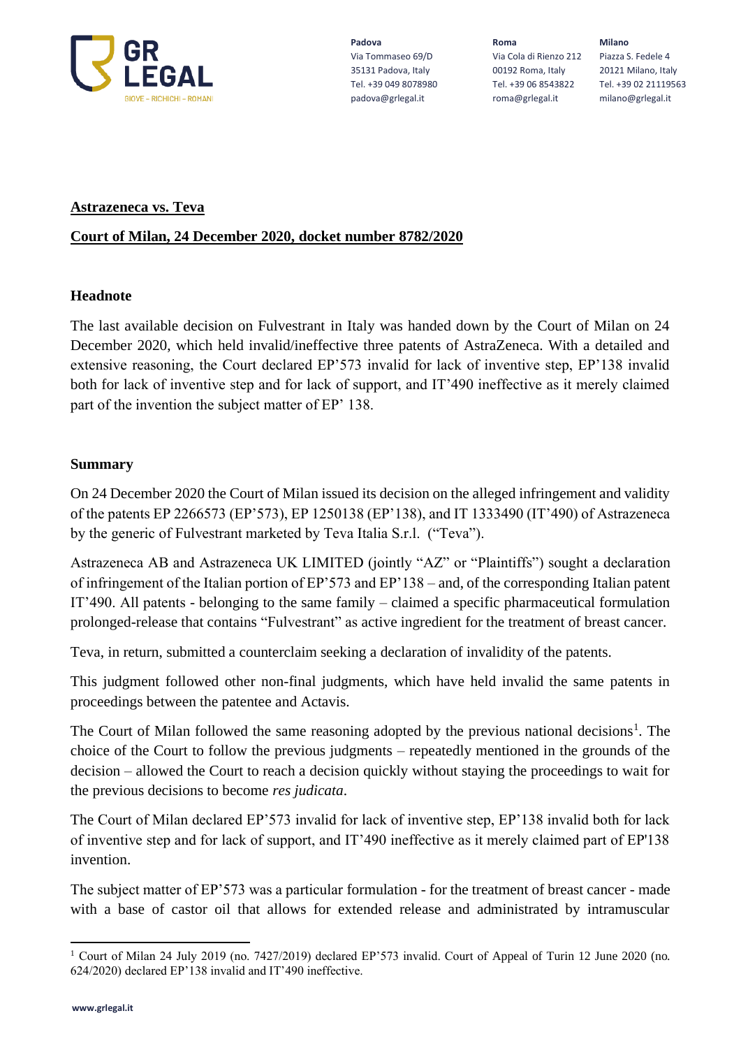**Astrazeneca vs. Teva**

**Court of Milan, 24 December 2020, docket number 8782/2020**

## Headnote

The last available decision on Fulvestrant in Italy was handed down by the Court of Milan on 24 December 2020, which held invalid/ineffective three patents of AstraZeneca. With a detailed and extensive reasoning, the Court declared EP'573 invalid for lack of inventive step, EP'138 invalid both for lack of inventive step and for lack of support, and IT'490 ineffective as it merely claimed part of the invention the subject matter of EP' 138.

## Summary

On 24 December 2020 the Court of Milan issued its decision on the alleged infringement and validity of the patents EP 2266573 (EP'573), EP 1250138 (EP'138), and IT 1333490 (IT'490) of Astrazeneca by the generic of Fulvestrant marketed by Teva Italia S.r.l. ("Teva").

Astrazeneca AB and Astrazeneca UK LIMITED (jointly "AZ" or "Plaintiffs") sought a declaration of infringement of the Italian portion of EP'573 and EP'138 – and, of the corresponding Italian patent IT'490. All patents - belonging to the same family – claimed a specific pharmaceutical formulation prolonged-release that contains "Fulvestrant" as active ingredient for the treatment of breast cancer.

Teva, in return, submitted a counterclaim seeking a declaration of invalidity of the patents.

This judgment followed other non-final judgments, which have held invalid the same patents in proceedings between the patentee and Actavis.

The Court of Milan followed the same reasoning adopted by the previous national decisions[1]. The choice of the Court to follow the previous judgments – repeatedly mentioned in the grounds of the decision – allowed the Court to reach a decision quickly without staying the proceedings to wait for the previous decisions to become *res judicata*.

The Court of Milan declared EP'573 invalid for lack of inventive step, EP'138 invalid both for lack of inventive step and for lack of support, and IT'490 ineffective as it merely claimed part of EP'138 invention.

The subject matter of EP'573 was a particular formulation - for the treatment of breast cancer - made with a base of castor oil that allows for extended release and administrated by intramuscular

[1] Court of Milan 24 July 2019 (no. 7427/2019) declared EP'573 invalid. Court of Appeal of Turin 12 June 2020 (no. 624/2020) declared EP'138 invalid and IT'490 ineffective.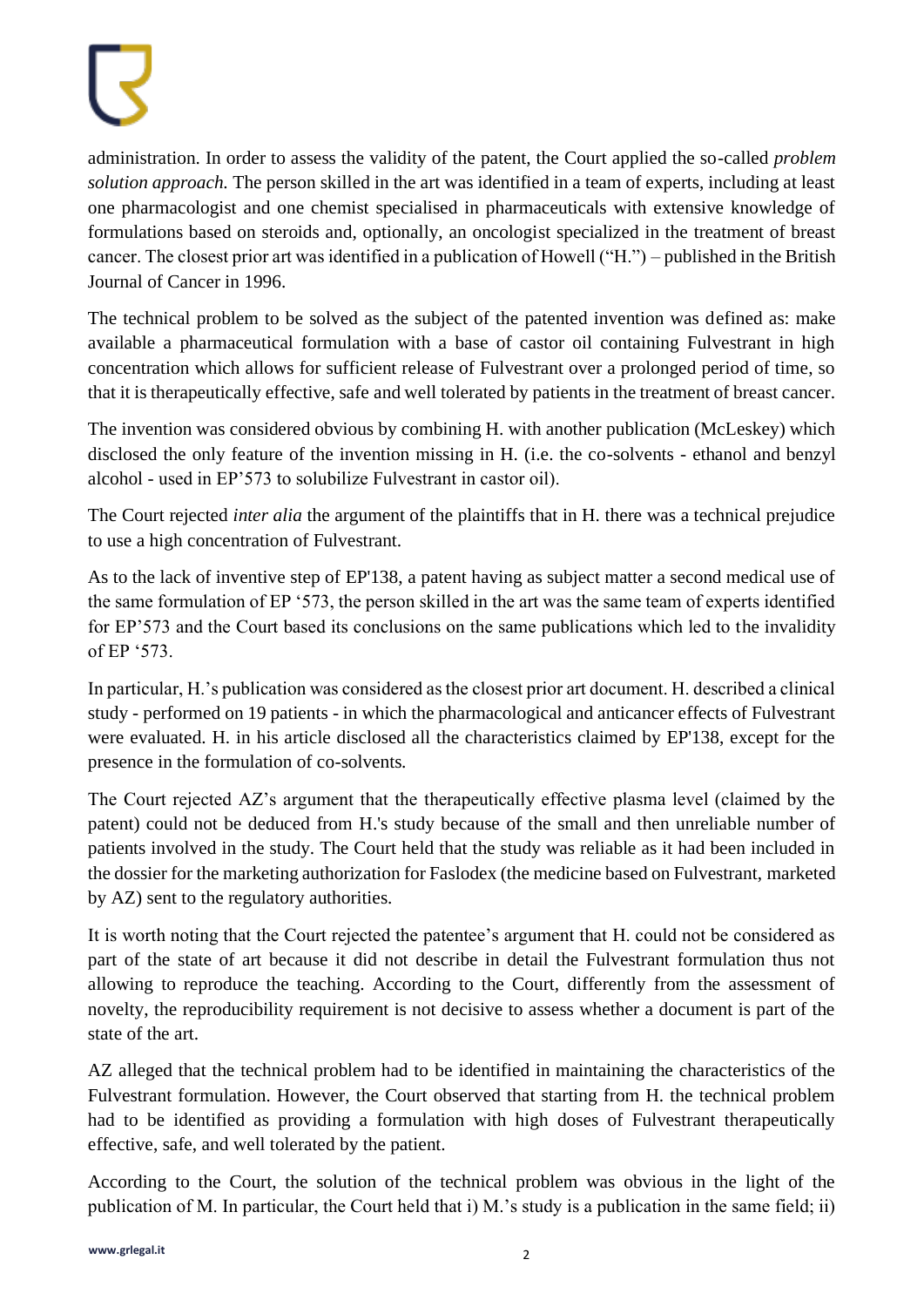administration. In order to assess the validity of the patent, the Court applied the so-called *problem solution approach.* The person skilled in the art was identified in a team of experts, including at least one pharmacologist and one chemist specialised in pharmaceuticals with extensive knowledge of formulations based on steroids and, optionally, an oncologist specialized in the treatment of breast cancer. The closest prior art was identified in a publication of Howell ("H.") – published in the British Journal of Cancer in 1996.

The technical problem to be solved as the subject of the patented invention was defined as: make available a pharmaceutical formulation with a base of castor oil containing Fulvestrant in high concentration which allows for sufficient release of Fulvestrant over a prolonged period of time, so that it is therapeutically effective, safe and well tolerated by patients in the treatment of breast cancer.

The invention was considered obvious by combining H. with another publication (McLeskey) which disclosed the only feature of the invention missing in H. (i.e. the co-solvents - ethanol and benzyl alcohol - used in EP'573 to solubilize Fulvestrant in castor oil).

The Court rejected *inter alia* the argument of the plaintiffs that in H. there was a technical prejudice to use a high concentration of Fulvestrant.

As to the lack of inventive step of EP'138, a patent having as subject matter a second medical use of the same formulation of EP '573, the person skilled in the art was the same team of experts identified for EP'573 and the Court based its conclusions on the same publications which led to the invalidity of EP '573.

In particular, H.'s publication was considered as the closest prior art document. H. described a clinical study - performed on 19 patients - in which the pharmacological and anticancer effects of Fulvestrant were evaluated. H. in his article disclosed all the characteristics claimed by EP'138, except for the presence in the formulation of co-solvents.

The Court rejected AZ's argument that the therapeutically effective plasma level (claimed by the patent) could not be deduced from H.'s study because of the small and then unreliable number of patients involved in the study. The Court held that the study was reliable as it had been included in the dossier for the marketing authorization for Faslodex (the medicine based on Fulvestrant, marketed by AZ) sent to the regulatory authorities.

It is worth noting that the Court rejected the patentee's argument that H. could not be considered as part of the state of art because it did not describe in detail the Fulvestrant formulation thus not allowing to reproduce the teaching. According to the Court, differently from the assessment of novelty, the reproducibility requirement is not decisive to assess whether a document is part of the state of the art.

AZ alleged that the technical problem had to be identified in maintaining the characteristics of the Fulvestrant formulation. However, the Court observed that starting from H. the technical problem had to be identified as providing a formulation with high doses of Fulvestrant therapeutically effective, safe, and well tolerated by the patient.

According to the Court, the solution of the technical problem was obvious in the light of the publication of M. In particular, the Court held that i) M.'s study is a publication in the same field; ii)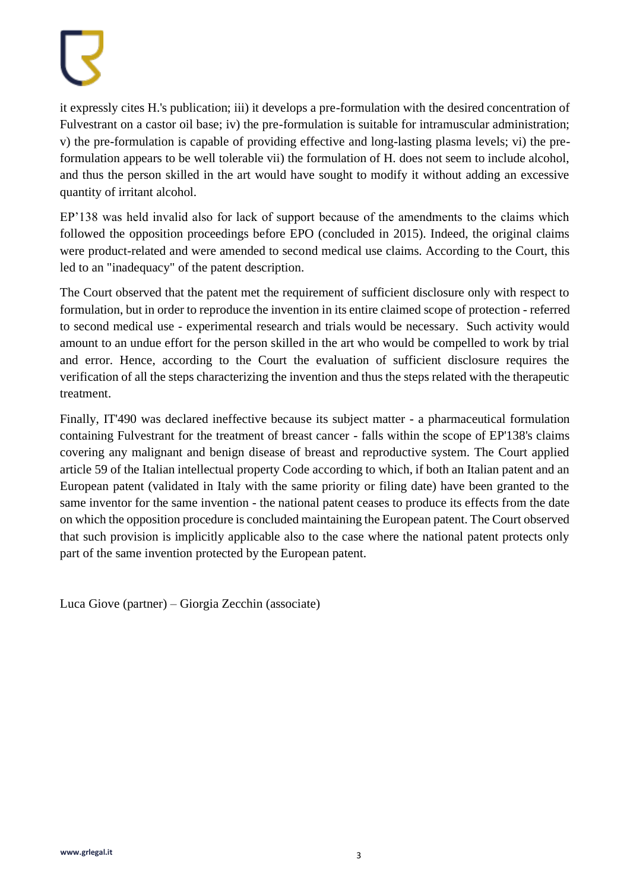it expressly cites H.'s publication; iii) it develops a pre-formulation with the desired concentration of Fulvestrant on a castor oil base; iv) the pre-formulation is suitable for intramuscular administration; v) the pre-formulation is capable of providing effective and long-lasting plasma levels; vi) the pre-formulation appears to be well tolerable vii) the formulation of H. does not seem to include alcohol, and thus the person skilled in the art would have sought to modify it without adding an excessive quantity of irritant alcohol.

EP'138 was held invalid also for lack of support because of the amendments to the claims which followed the opposition proceedings before EPO (concluded in 2015). Indeed, the original claims were product-related and were amended to second medical use claims. According to the Court, this led to an "inadequacy" of the patent description.

The Court observed that the patent met the requirement of sufficient disclosure only with respect to formulation, but in order to reproduce the invention in its entire claimed scope of protection - referred to second medical use - experimental research and trials would be necessary. Such activity would amount to an undue effort for the person skilled in the art who would be compelled to work by trial and error. Hence, according to the Court the evaluation of sufficient disclosure requires the verification of all the steps characterizing the invention and thus the steps related with the therapeutic treatment.

Finally, IT'490 was declared ineffective because its subject matter - a pharmaceutical formulation containing Fulvestrant for the treatment of breast cancer - falls within the scope of EP'138's claims covering any malignant and benign disease of breast and reproductive system. The Court applied article 59 of the Italian intellectual property Code according to which, if both an Italian patent and an European patent (validated in Italy with the same priority or filing date) have been granted to the same inventor for the same invention - the national patent ceases to produce its effects from the date on which the opposition procedure is concluded maintaining the European patent. The Court observed that such provision is implicitly applicable also to the case where the national patent protects only part of the same invention protected by the European patent.

Luca Giove (partner) – Giorgia Zecchin (associate)